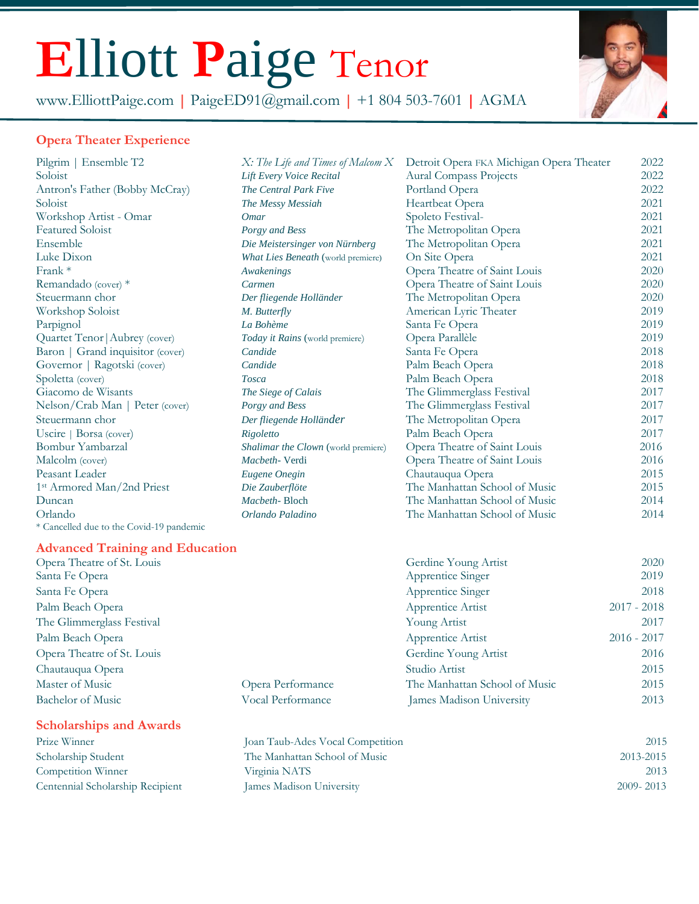# Elliott Paige Tenor

www.ElliottPaige.com | PaigeED91@gmail.com | +1 804 503-7601 | AGMA

## Opera Theater Experience

| | | | |
|---|---|---|---|
| Pilgrim \| Ensemble T2 | *X: The Life and Times of Malcom X* | Detroit Opera FKA Michigan Opera Theater | 2022 |
| Soloist | *Lift Every Voice Recital* | Aural Compass Projects | 2022 |
| Antron's Father (Bobby McCray) | *The Central Park Five* | Portland Opera | 2022 |
| Soloist | *The Messy Messiah* | Heartbeat Opera | 2021 |
| Workshop Artist - Omar | *Omar* | Spoleto Festival- | 2021 |
| Featured Soloist | *Porgy and Bess* | The Metropolitan Opera | 2021 |
| Ensemble | *Die Meistersinger von Nürnberg* | The Metropolitan Opera | 2021 |
| Luke Dixon | *What Lies Beneath* (world premiere) | On Site Opera | 2021 |
| Frank * | *Awakenings* | Opera Theatre of Saint Louis | 2020 |
| Remandado (cover) * | *Carmen* | Opera Theatre of Saint Louis | 2020 |
| Steuermann chor | *Der fliegende Holländer* | The Metropolitan Opera | 2020 |
| Workshop Soloist | *M. Butterfly* | American Lyric Theater | 2019 |
| Parpignol | *La Bohème* | Santa Fe Opera | 2019 |
| Quartet Tenor\|Aubrey (cover) | *Today it Rains* (world premiere) | Opera Parallèle | 2019 |
| Baron \| Grand inquisitor (cover) | *Candide* | Santa Fe Opera | 2018 |
| Governor \| Ragotski (cover) | *Candide* | Palm Beach Opera | 2018 |
| Spoletta (cover) | *Tosca* | Palm Beach Opera | 2018 |
| Giacomo de Wisants | *The Siege of Calais* | The Glimmerglass Festival | 2017 |
| Nelson/Crab Man \| Peter (cover) | *Porgy and Bess* | The Glimmerglass Festival | 2017 |
| Steuermann chor | *Der fliegende Holländer* | The Metropolitan Opera | 2017 |
| Uscire \| Borsa (cover) | *Rigoletto* | Palm Beach Opera | 2017 |
| Bombur Yambarzal | *Shalimar the Clown* (world premiere) | Opera Theatre of Saint Louis | 2016 |
| Malcolm (cover) | *Macbeth*- Verdi | Opera Theatre of Saint Louis | 2016 |
| Peasant Leader | *Eugene Onegin* | Chautauqua Opera | 2015 |
| 1st Armored Man/2nd Priest | *Die Zauberflöte* | The Manhattan School of Music | 2015 |
| Duncan | *Macbeth*- Bloch | The Manhattan School of Music | 2014 |
| Orlando | *Orlando Paladino* | The Manhattan School of Music | 2014 |

\* Cancelled due to the Covid-19 pandemic

## Advanced Training and Education

| | | | |
|---|---|---|---|
| Opera Theatre of St. Louis | | Gerdine Young Artist | 2020 |
| Santa Fe Opera | | Apprentice Singer | 2019 |
| Santa Fe Opera | | Apprentice Singer | 2018 |
| Palm Beach Opera | | Apprentice Artist | 2017 - 2018 |
| The Glimmerglass Festival | | Young Artist | 2017 |
| Palm Beach Opera | | Apprentice Artist | 2016 - 2017 |
| Opera Theatre of St. Louis | | Gerdine Young Artist | 2016 |
| Chautauqua Opera | | Studio Artist | 2015 |
| Master of Music | Opera Performance | The Manhattan School of Music | 2015 |
| Bachelor of Music | Vocal Performance | James Madison University | 2013 |

## Scholarships and Awards

| | | |
|---|---|---|
| Prize Winner | Joan Taub-Ades Vocal Competition | 2015 |
| Scholarship Student | The Manhattan School of Music | 2013-2015 |
| Competition Winner | Virginia NATS | 2013 |
| Centennial Scholarship Recipient | James Madison University | 2009- 2013 |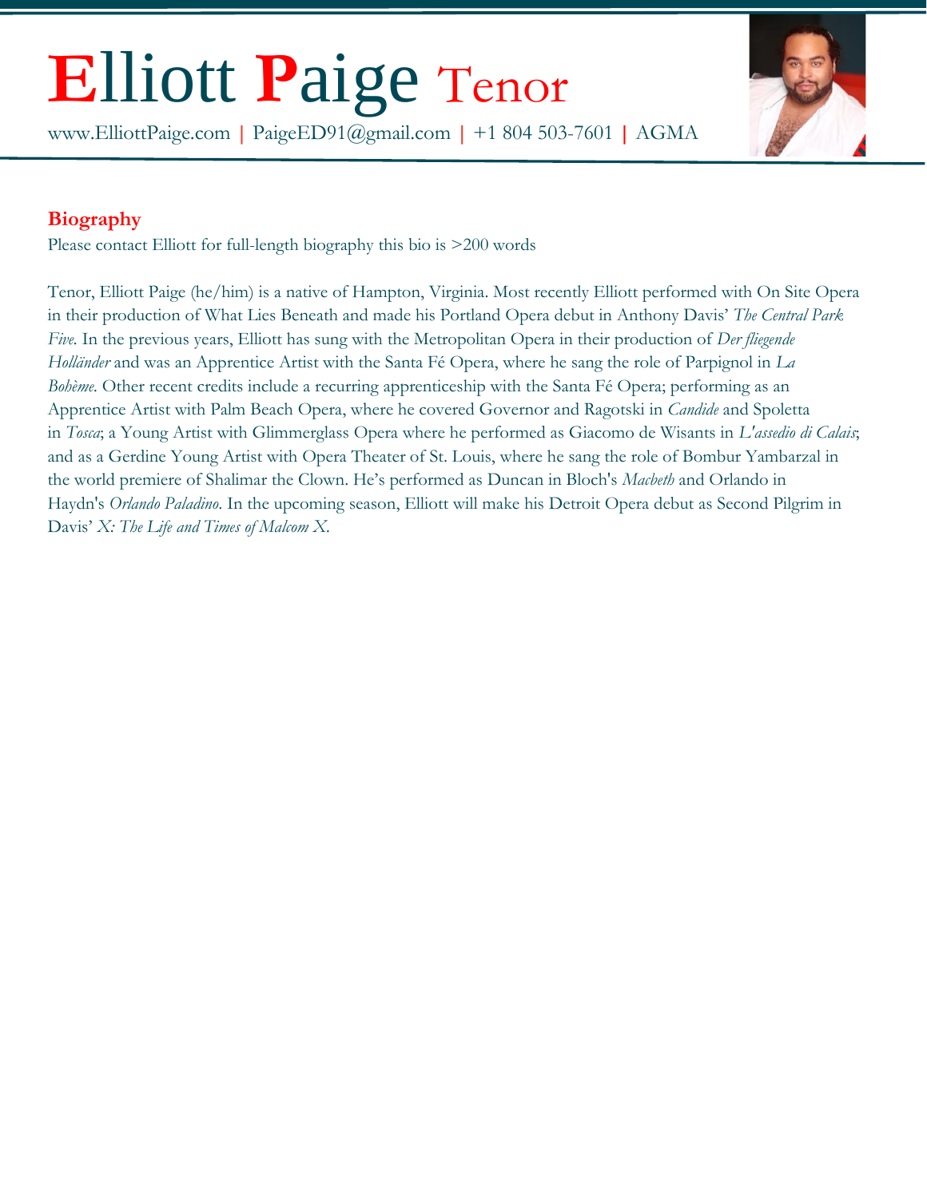# **E**lliott **P**aige Tenor

www.ElliottPaige.com | PaigeED91@gmail.com | +1 804 503-7601 | AGMA

## Biography

Please contact Elliott for full-length biography this bio is >200 words

Tenor, Elliott Paige (he/him) is a native of Hampton, Virginia. Most recently Elliott performed with On Site Opera in their production of What Lies Beneath and made his Portland Opera debut in Anthony Davis' *The Central Park Five*. In the previous years, Elliott has sung with the Metropolitan Opera in their production of *Der fliegende Holländer* and was an Apprentice Artist with the Santa Fé Opera, where he sang the role of Parpignol in *La Bohème*. Other recent credits include a recurring apprenticeship with the Santa Fé Opera; performing as an Apprentice Artist with Palm Beach Opera, where he covered Governor and Ragotski in *Candide* and Spoletta in *Tosca*; a Young Artist with Glimmerglass Opera where he performed as Giacomo de Wisants in *L'assedio di Calais*; and as a Gerdine Young Artist with Opera Theater of St. Louis, where he sang the role of Bombur Yambarzal in the world premiere of Shalimar the Clown. He's performed as Duncan in Bloch's *Macbeth* and Orlando in Haydn's *Orlando Paladino*. In the upcoming season, Elliott will make his Detroit Opera debut as Second Pilgrim in Davis' *X: The Life and Times of Malcom X*.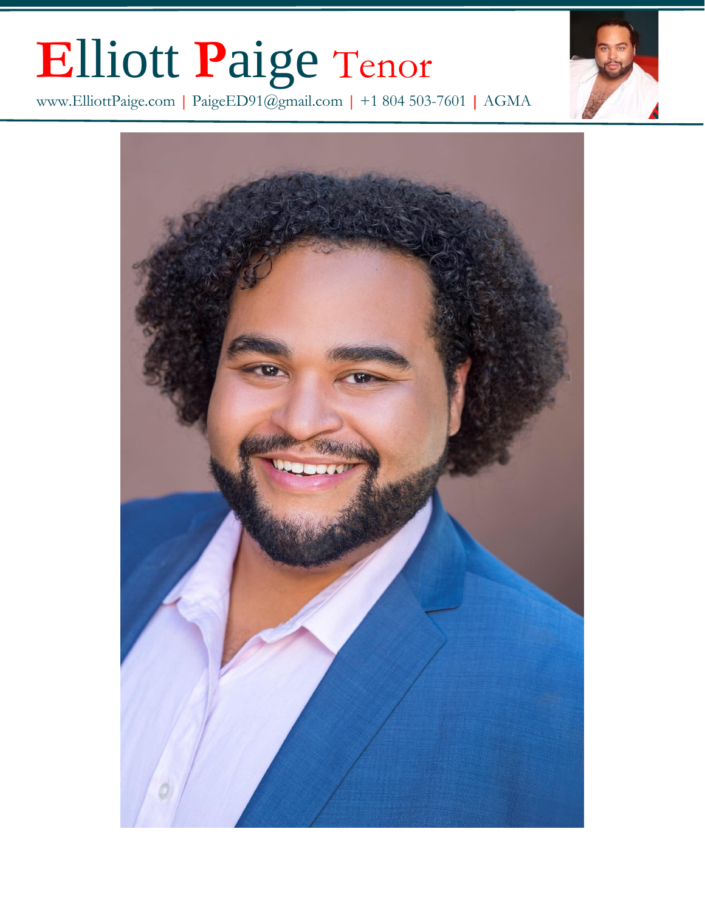# Elliott Paige Tenor

www.ElliottPaige.com | PaigeED91@gmail.com | +1 804 503-7601 | AGMA